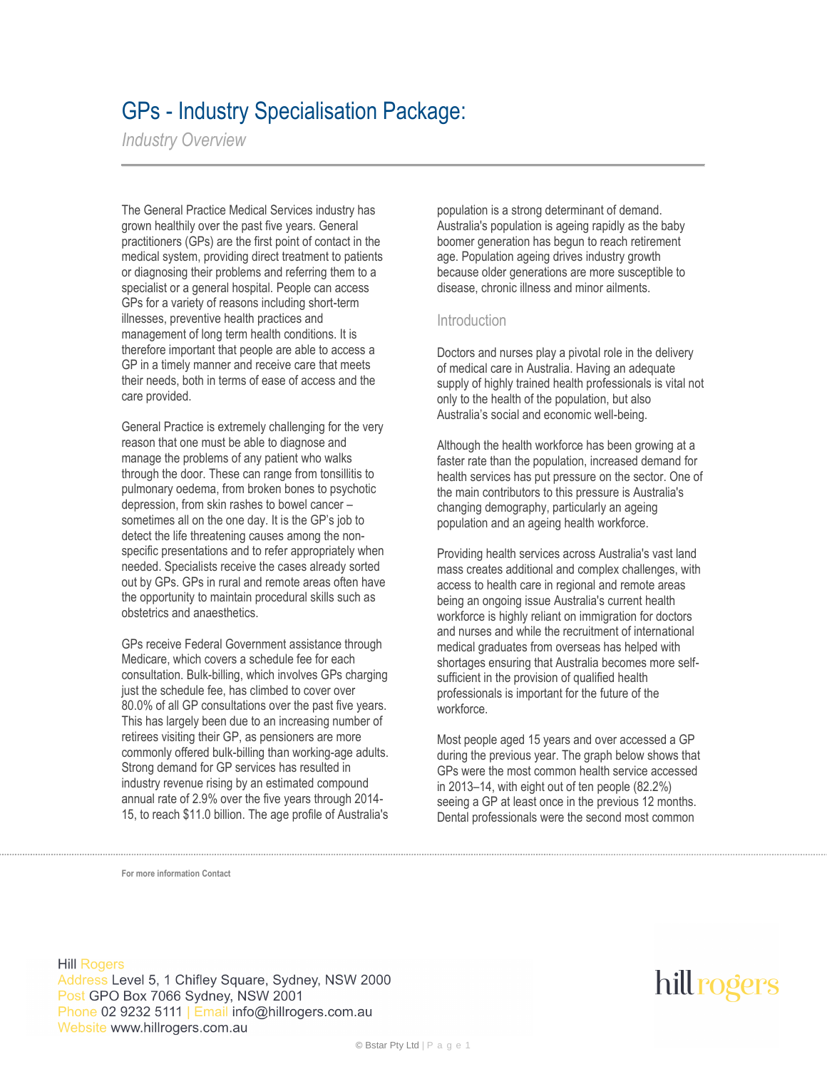# GPs - Industry Specialisation Package:

*Industry Overview*

The General Practice Medical Services industry has grown healthily over the past five years. General practitioners (GPs) are the first point of contact in the medical system, providing direct treatment to patients or diagnosing their problems and referring them to a specialist or a general hospital. People can access GPs for a variety of reasons including short-term illnesses, preventive health practices and management of long term health conditions. It is therefore important that people are able to access a GP in a timely manner and receive care that meets their needs, both in terms of ease of access and the care provided.

General Practice is extremely challenging for the very reason that one must be able to diagnose and manage the problems of any patient who walks through the door. These can range from tonsillitis to pulmonary oedema, from broken bones to psychotic depression, from skin rashes to bowel cancer – sometimes all on the one day. It is the GP's job to detect the life threatening causes among the non-specific presentations and to refer appropriately when needed. Specialists receive the cases already sorted out by GPs. GPs in rural and remote areas often have the opportunity to maintain procedural skills such as obstetrics and anaesthetics.

GPs receive Federal Government assistance through Medicare, which covers a schedule fee for each consultation. Bulk-billing, which involves GPs charging just the schedule fee, has climbed to cover over 80.0% of all GP consultations over the past five years. This has largely been due to an increasing number of retirees visiting their GP, as pensioners are more commonly offered bulk-billing than working-age adults. Strong demand for GP services has resulted in industry revenue rising by an estimated compound annual rate of 2.9% over the five years through 2014-15, to reach $11.0 billion. The age profile of Australia's population is a strong determinant of demand. Australia's population is ageing rapidly as the baby boomer generation has begun to reach retirement age. Population ageing drives industry growth because older generations are more susceptible to disease, chronic illness and minor ailments.

## Introduction

Doctors and nurses play a pivotal role in the delivery of medical care in Australia. Having an adequate supply of highly trained health professionals is vital not only to the health of the population, but also Australia's social and economic well-being.

Although the health workforce has been growing at a faster rate than the population, increased demand for health services has put pressure on the sector. One of the main contributors to this pressure is Australia's changing demography, particularly an ageing population and an ageing health workforce.

Providing health services across Australia's vast land mass creates additional and complex challenges, with access to health care in regional and remote areas being an ongoing issue Australia's current health workforce is highly reliant on immigration for doctors and nurses and while the recruitment of international medical graduates from overseas has helped with shortages ensuring that Australia becomes more self-sufficient in the provision of qualified health professionals is important for the future of the workforce.

Most people aged 15 years and over accessed a GP during the previous year. The graph below shows that GPs were the most common health service accessed in 2013–14, with eight out of ten people (82.2%) seeing a GP at least once in the previous 12 months. Dental professionals were the second most common

**For more information Contact**

Hill Rogers
Address Level 5, 1 Chifley Square, Sydney, NSW 2000
Post GPO Box 7066 Sydney, NSW 2001
Phone 02 9232 5111 | Email info@hillrogers.com.au
Website www.hillrogers.com.au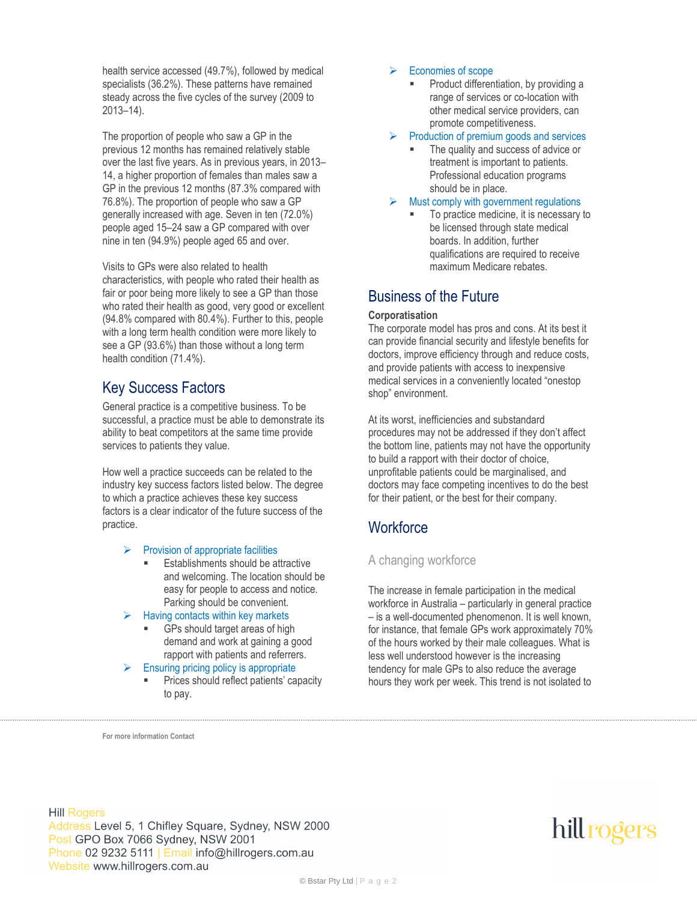health service accessed (49.7%), followed by medical specialists (36.2%). These patterns have remained steady across the five cycles of the survey (2009 to 2013–14).

The proportion of people who saw a GP in the previous 12 months has remained relatively stable over the last five years. As in previous years, in 2013–14, a higher proportion of females than males saw a GP in the previous 12 months (87.3% compared with 76.8%). The proportion of people who saw a GP generally increased with age. Seven in ten (72.0%) people aged 15–24 saw a GP compared with over nine in ten (94.9%) people aged 65 and over.

Visits to GPs were also related to health characteristics, with people who rated their health as fair or poor being more likely to see a GP than those who rated their health as good, very good or excellent (94.8% compared with 80.4%). Further to this, people with a long term health condition were more likely to see a GP (93.6%) than those without a long term health condition (71.4%).

## Key Success Factors

General practice is a competitive business. To be successful, a practice must be able to demonstrate its ability to beat competitors at the same time provide services to patients they value.

How well a practice succeeds can be related to the industry key success factors listed below. The degree to which a practice achieves these key success factors is a clear indicator of the future success of the practice.

- Provision of appropriate facilities
  - Establishments should be attractive and welcoming. The location should be easy for people to access and notice. Parking should be convenient.
- Having contacts within key markets
  - GPs should target areas of high demand and work at gaining a good rapport with patients and referrers.
- Ensuring pricing policy is appropriate
  - Prices should reflect patients' capacity to pay.
- Economies of scope
  - Product differentiation, by providing a range of services or co-location with other medical service providers, can promote competitiveness.
- Production of premium goods and services
  - The quality and success of advice or treatment is important to patients. Professional education programs should be in place.
- Must comply with government regulations
  - To practice medicine, it is necessary to be licensed through state medical boards. In addition, further qualifications are required to receive maximum Medicare rebates.

## Business of the Future

**Corporatisation**

The corporate model has pros and cons. At its best it can provide financial security and lifestyle benefits for doctors, improve efficiency through and reduce costs, and provide patients with access to inexpensive medical services in a conveniently located "onestop shop" environment.

At its worst, inefficiencies and substandard procedures may not be addressed if they don't affect the bottom line, patients may not have the opportunity to build a rapport with their doctor of choice, unprofitable patients could be marginalised, and doctors may face competing incentives to do the best for their patient, or the best for their company.

## Workforce

### A changing workforce

The increase in female participation in the medical workforce in Australia – particularly in general practice – is a well-documented phenomenon. It is well known, for instance, that female GPs work approximately 70% of the hours worked by their male colleagues. What is less well understood however is the increasing tendency for male GPs to also reduce the average hours they work per week. This trend is not isolated to

For more information Contact

Hill Rogers
Address Level 5, 1 Chifley Square, Sydney, NSW 2000
Post GPO Box 7066 Sydney, NSW 2001
Phone 02 9232 5111 | Email info@hillrogers.com.au
Website www.hillrogers.com.au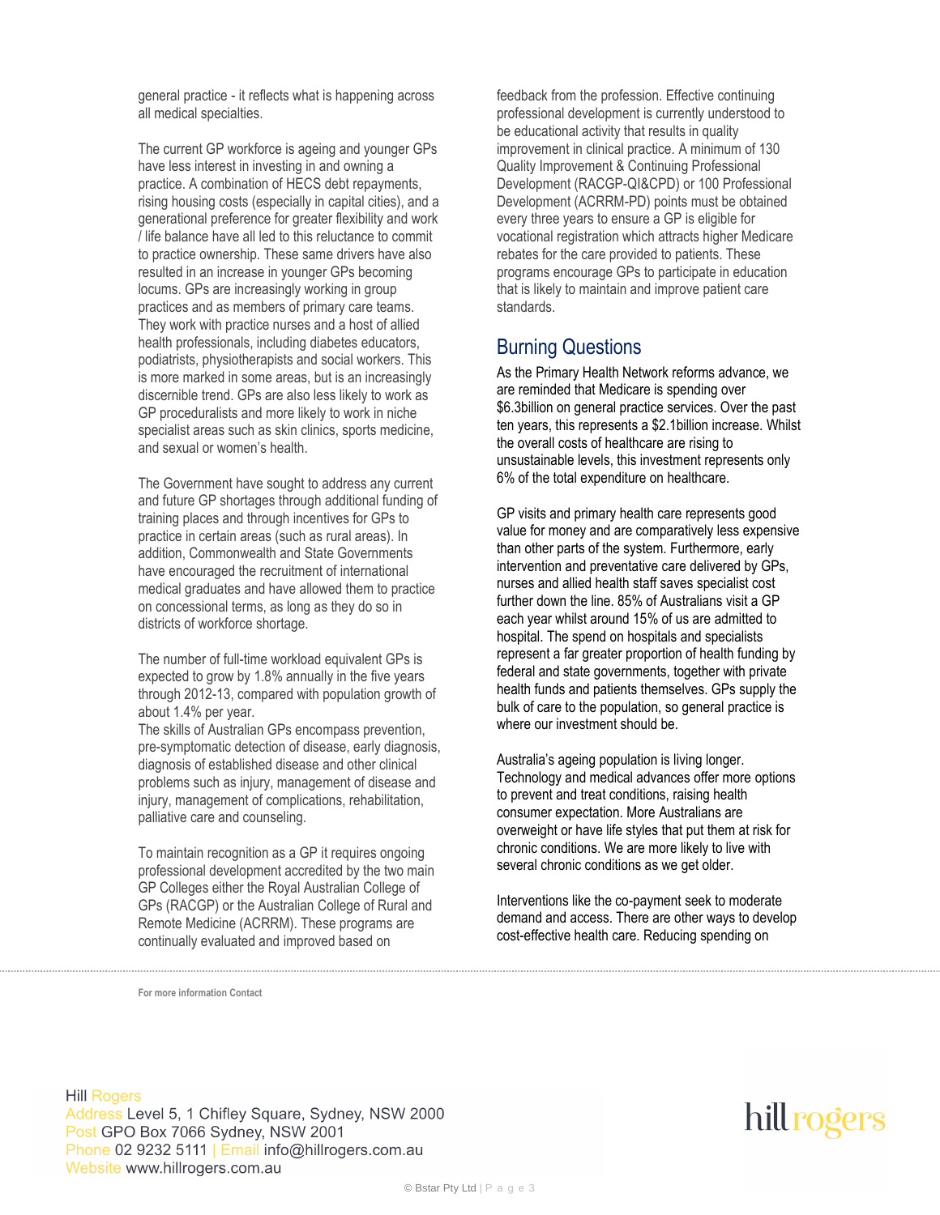general practice - it reflects what is happening across all medical specialties.

The current GP workforce is ageing and younger GPs have less interest in investing in and owning a practice. A combination of HECS debt repayments, rising housing costs (especially in capital cities), and a generational preference for greater flexibility and work / life balance have all led to this reluctance to commit to practice ownership. These same drivers have also resulted in an increase in younger GPs becoming locums. GPs are increasingly working in group practices and as members of primary care teams. They work with practice nurses and a host of allied health professionals, including diabetes educators, podiatrists, physiotherapists and social workers. This is more marked in some areas, but is an increasingly discernible trend. GPs are also less likely to work as GP proceduralists and more likely to work in niche specialist areas such as skin clinics, sports medicine, and sexual or women's health.

The Government have sought to address any current and future GP shortages through additional funding of training places and through incentives for GPs to practice in certain areas (such as rural areas). In addition, Commonwealth and State Governments have encouraged the recruitment of international medical graduates and have allowed them to practice on concessional terms, as long as they do so in districts of workforce shortage.

The number of full-time workload equivalent GPs is expected to grow by 1.8% annually in the five years through 2012-13, compared with population growth of about 1.4% per year.

The skills of Australian GPs encompass prevention, pre-symptomatic detection of disease, early diagnosis, diagnosis of established disease and other clinical problems such as injury, management of disease and injury, management of complications, rehabilitation, palliative care and counseling.

To maintain recognition as a GP it requires ongoing professional development accredited by the two main GP Colleges either the Royal Australian College of GPs (RACGP) or the Australian College of Rural and Remote Medicine (ACRRM). These programs are continually evaluated and improved based on feedback from the profession. Effective continuing professional development is currently understood to be educational activity that results in quality improvement in clinical practice. A minimum of 130 Quality Improvement & Continuing Professional Development (RACGP-QI&CPD) or 100 Professional Development (ACRRM-PD) points must be obtained every three years to ensure a GP is eligible for vocational registration which attracts higher Medicare rebates for the care provided to patients. These programs encourage GPs to participate in education that is likely to maintain and improve patient care standards.

## Burning Questions

As the Primary Health Network reforms advance, we are reminded that Medicare is spending over $6.3billion on general practice services. Over the past ten years, this represents a $2.1billion increase. Whilst the overall costs of healthcare are rising to unsustainable levels, this investment represents only 6% of the total expenditure on healthcare.

GP visits and primary health care represents good value for money and are comparatively less expensive than other parts of the system. Furthermore, early intervention and preventative care delivered by GPs, nurses and allied health staff saves specialist cost further down the line. 85% of Australians visit a GP each year whilst around 15% of us are admitted to hospital. The spend on hospitals and specialists represent a far greater proportion of health funding by federal and state governments, together with private health funds and patients themselves. GPs supply the bulk of care to the population, so general practice is where our investment should be.

Australia's ageing population is living longer. Technology and medical advances offer more options to prevent and treat conditions, raising health consumer expectation. More Australians are overweight or have life styles that put them at risk for chronic conditions. We are more likely to live with several chronic conditions as we get older.

Interventions like the co-payment seek to moderate demand and access. There are other ways to develop cost-effective health care. Reducing spending on

**For more information Contact**

Hill Rogers
Address Level 5, 1 Chifley Square, Sydney, NSW 2000
Post GPO Box 7066 Sydney, NSW 2001
Phone 02 9232 5111 | Email info@hillrogers.com.au
Website www.hillrogers.com.au

hill rogers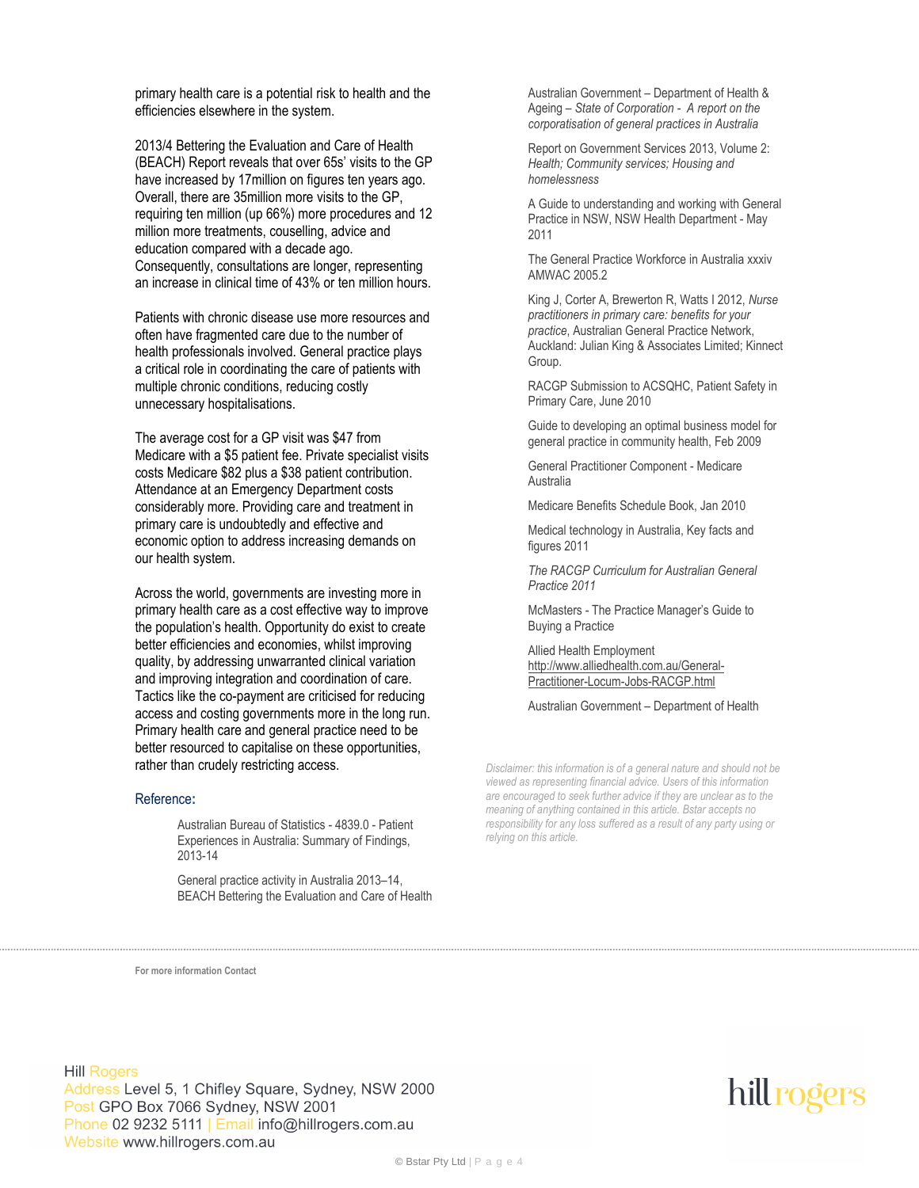primary health care is a potential risk to health and the efficiencies elsewhere in the system.

2013/4 Bettering the Evaluation and Care of Health (BEACH) Report reveals that over 65s' visits to the GP have increased by 17million on figures ten years ago. Overall, there are 35million more visits to the GP, requiring ten million (up 66%) more procedures and 12 million more treatments, couselling, advice and education compared with a decade ago. Consequently, consultations are longer, representing an increase in clinical time of 43% or ten million hours.

Patients with chronic disease use more resources and often have fragmented care due to the number of health professionals involved. General practice plays a critical role in coordinating the care of patients with multiple chronic conditions, reducing costly unnecessary hospitalisations.

The average cost for a GP visit was $47 from Medicare with a $5 patient fee. Private specialist visits costs Medicare $82 plus a $38 patient contribution. Attendance at an Emergency Department costs considerably more. Providing care and treatment in primary care is undoubtedly and effective and economic option to address increasing demands on our health system.

Across the world, governments are investing more in primary health care as a cost effective way to improve the population's health. Opportunity do exist to create better efficiencies and economies, whilst improving quality, by addressing unwarranted clinical variation and improving integration and coordination of care. Tactics like the co-payment are criticised for reducing access and costing governments more in the long run. Primary health care and general practice need to be better resourced to capitalise on these opportunities, rather than crudely restricting access.

## Reference:

Australian Bureau of Statistics - 4839.0 - Patient Experiences in Australia: Summary of Findings, 2013-14

General practice activity in Australia 2013–14, BEACH Bettering the Evaluation and Care of Health

Australian Government – Department of Health & Ageing – *State of Corporation - A report on the corporatisation of general practices in Australia*

Report on Government Services 2013, Volume 2: *Health; Community services; Housing and homelessness*

A Guide to understanding and working with General Practice in NSW, NSW Health Department - May 2011

The General Practice Workforce in Australia xxxiv AMWAC 2005.2

King J, Corter A, Brewerton R, Watts I 2012, *Nurse practitioners in primary care: benefits for your practice*, Australian General Practice Network, Auckland: Julian King & Associates Limited; Kinnect Group.

RACGP Submission to ACSQHC, Patient Safety in Primary Care, June 2010

Guide to developing an optimal business model for general practice in community health, Feb 2009

General Practitioner Component - Medicare Australia

Medicare Benefits Schedule Book, Jan 2010

Medical technology in Australia, Key facts and figures 2011

*The RACGP Curriculum for Australian General Practice 2011*

McMasters - The Practice Manager's Guide to Buying a Practice

Allied Health Employment http://www.alliedhealth.com.au/General-Practitioner-Locum-Jobs-RACGP.html

Australian Government – Department of Health

*Disclaimer: this information is of a general nature and should not be viewed as representing financial advice. Users of this information are encouraged to seek further advice if they are unclear as to the meaning of anything contained in this article. Bstar accepts no responsibility for any loss suffered as a result of any party using or relying on this article.*

**For more information Contact**

Hill Rogers
Address Level 5, 1 Chifley Square, Sydney, NSW 2000
Post GPO Box 7066 Sydney, NSW 2001
Phone 02 9232 5111 | Email info@hillrogers.com.au
Website www.hillrogers.com.au

hill rogers